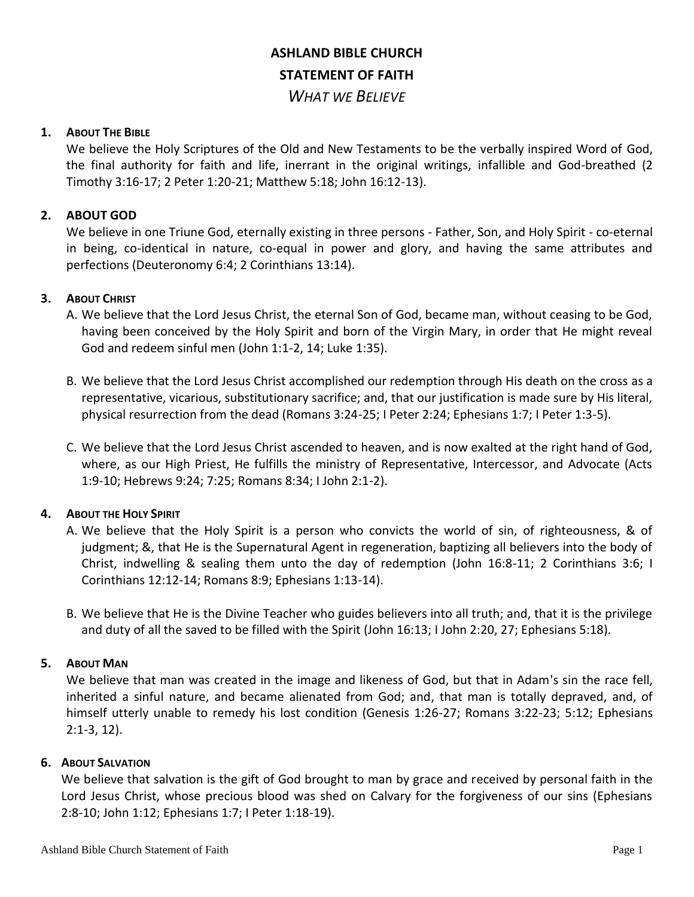# ASHLAND BIBLE CHURCH

# STATEMENT OF FAITH

## *WHAT WE BELIEVE*

### 1. ABOUT THE BIBLE

We believe the Holy Scriptures of the Old and New Testaments to be the verbally inspired Word of God, the final authority for faith and life, inerrant in the original writings, infallible and God-breathed (2 Timothy 3:16-17; 2 Peter 1:20-21; Matthew 5:18; John 16:12-13).

### 2. ABOUT GOD

We believe in one Triune God, eternally existing in three persons - Father, Son, and Holy Spirit - co-eternal in being, co-identical in nature, co-equal in power and glory, and having the same attributes and perfections (Deuteronomy 6:4; 2 Corinthians 13:14).

### 3. ABOUT CHRIST

A. We believe that the Lord Jesus Christ, the eternal Son of God, became man, without ceasing to be God, having been conceived by the Holy Spirit and born of the Virgin Mary, in order that He might reveal God and redeem sinful men (John 1:1-2, 14; Luke 1:35).

B. We believe that the Lord Jesus Christ accomplished our redemption through His death on the cross as a representative, vicarious, substitutionary sacrifice; and, that our justification is made sure by His literal, physical resurrection from the dead (Romans 3:24-25; I Peter 2:24; Ephesians 1:7; I Peter 1:3-5).

C. We believe that the Lord Jesus Christ ascended to heaven, and is now exalted at the right hand of God, where, as our High Priest, He fulfills the ministry of Representative, Intercessor, and Advocate (Acts 1:9-10; Hebrews 9:24; 7:25; Romans 8:34; I John 2:1-2).

### 4. ABOUT THE HOLY SPIRIT

A. We believe that the Holy Spirit is a person who convicts the world of sin, of righteousness, & of judgment; &, that He is the Supernatural Agent in regeneration, baptizing all believers into the body of Christ, indwelling & sealing them unto the day of redemption (John 16:8-11; 2 Corinthians 3:6; I Corinthians 12:12-14; Romans 8:9; Ephesians 1:13-14).

B. We believe that He is the Divine Teacher who guides believers into all truth; and, that it is the privilege and duty of all the saved to be filled with the Spirit (John 16:13; I John 2:20, 27; Ephesians 5:18).

### 5. ABOUT MAN

We believe that man was created in the image and likeness of God, but that in Adam's sin the race fell, inherited a sinful nature, and became alienated from God; and, that man is totally depraved, and, of himself utterly unable to remedy his lost condition (Genesis 1:26-27; Romans 3:22-23; 5:12; Ephesians 2:1-3, 12).

### 6. ABOUT SALVATION

We believe that salvation is the gift of God brought to man by grace and received by personal faith in the Lord Jesus Christ, whose precious blood was shed on Calvary for the forgiveness of our sins (Ephesians 2:8-10; John 1:12; Ephesians 1:7; I Peter 1:18-19).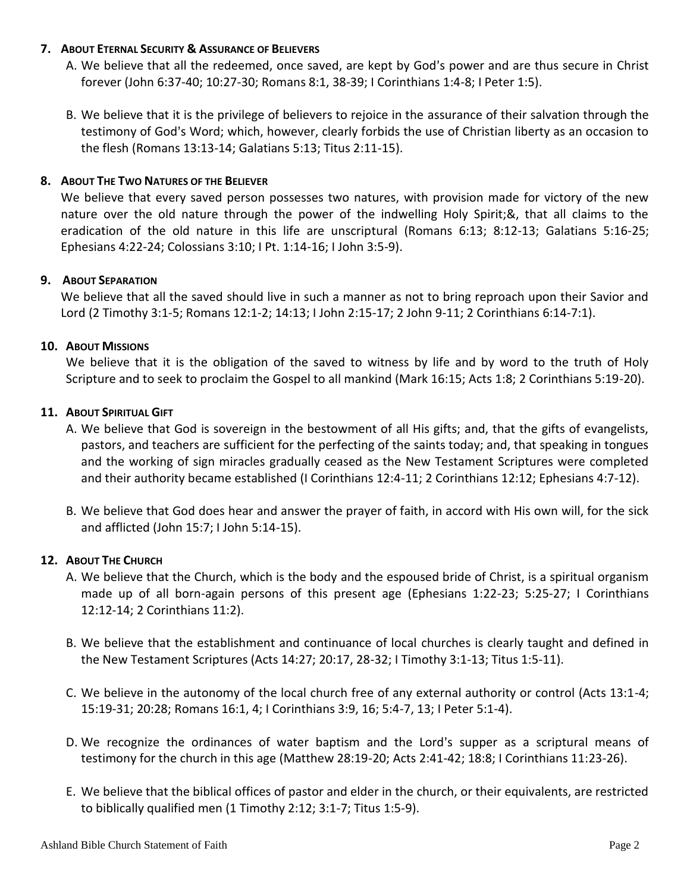## 7. About Eternal Security & Assurance of Believers

A. We believe that all the redeemed, once saved, are kept by God's power and are thus secure in Christ forever (John 6:37-40; 10:27-30; Romans 8:1, 38-39; I Corinthians 1:4-8; I Peter 1:5).

B. We believe that it is the privilege of believers to rejoice in the assurance of their salvation through the testimony of God's Word; which, however, clearly forbids the use of Christian liberty as an occasion to the flesh (Romans 13:13-14; Galatians 5:13; Titus 2:11-15).

## 8. About The Two Natures of the Believer

We believe that every saved person possesses two natures, with provision made for victory of the new nature over the old nature through the power of the indwelling Holy Spirit;&, that all claims to the eradication of the old nature in this life are unscriptural (Romans 6:13; 8:12-13; Galatians 5:16-25; Ephesians 4:22-24; Colossians 3:10; I Pt. 1:14-16; I John 3:5-9).

## 9. About Separation

We believe that all the saved should live in such a manner as not to bring reproach upon their Savior and Lord (2 Timothy 3:1-5; Romans 12:1-2; 14:13; I John 2:15-17; 2 John 9-11; 2 Corinthians 6:14-7:1).

## 10. About Missions

We believe that it is the obligation of the saved to witness by life and by word to the truth of Holy Scripture and to seek to proclaim the Gospel to all mankind (Mark 16:15; Acts 1:8; 2 Corinthians 5:19-20).

## 11. About Spiritual Gift

A. We believe that God is sovereign in the bestowment of all His gifts; and, that the gifts of evangelists, pastors, and teachers are sufficient for the perfecting of the saints today; and, that speaking in tongues and the working of sign miracles gradually ceased as the New Testament Scriptures were completed and their authority became established (I Corinthians 12:4-11; 2 Corinthians 12:12; Ephesians 4:7-12).

B. We believe that God does hear and answer the prayer of faith, in accord with His own will, for the sick and afflicted (John 15:7; I John 5:14-15).

## 12. About The Church

A. We believe that the Church, which is the body and the espoused bride of Christ, is a spiritual organism made up of all born-again persons of this present age (Ephesians 1:22-23; 5:25-27; I Corinthians 12:12-14; 2 Corinthians 11:2).

B. We believe that the establishment and continuance of local churches is clearly taught and defined in the New Testament Scriptures (Acts 14:27; 20:17, 28-32; I Timothy 3:1-13; Titus 1:5-11).

C. We believe in the autonomy of the local church free of any external authority or control (Acts 13:1-4; 15:19-31; 20:28; Romans 16:1, 4; I Corinthians 3:9, 16; 5:4-7, 13; I Peter 5:1-4).

D. We recognize the ordinances of water baptism and the Lord's supper as a scriptural means of testimony for the church in this age (Matthew 28:19-20; Acts 2:41-42; 18:8; I Corinthians 11:23-26).

E. We believe that the biblical offices of pastor and elder in the church, or their equivalents, are restricted to biblically qualified men (1 Timothy 2:12; 3:1-7; Titus 1:5-9).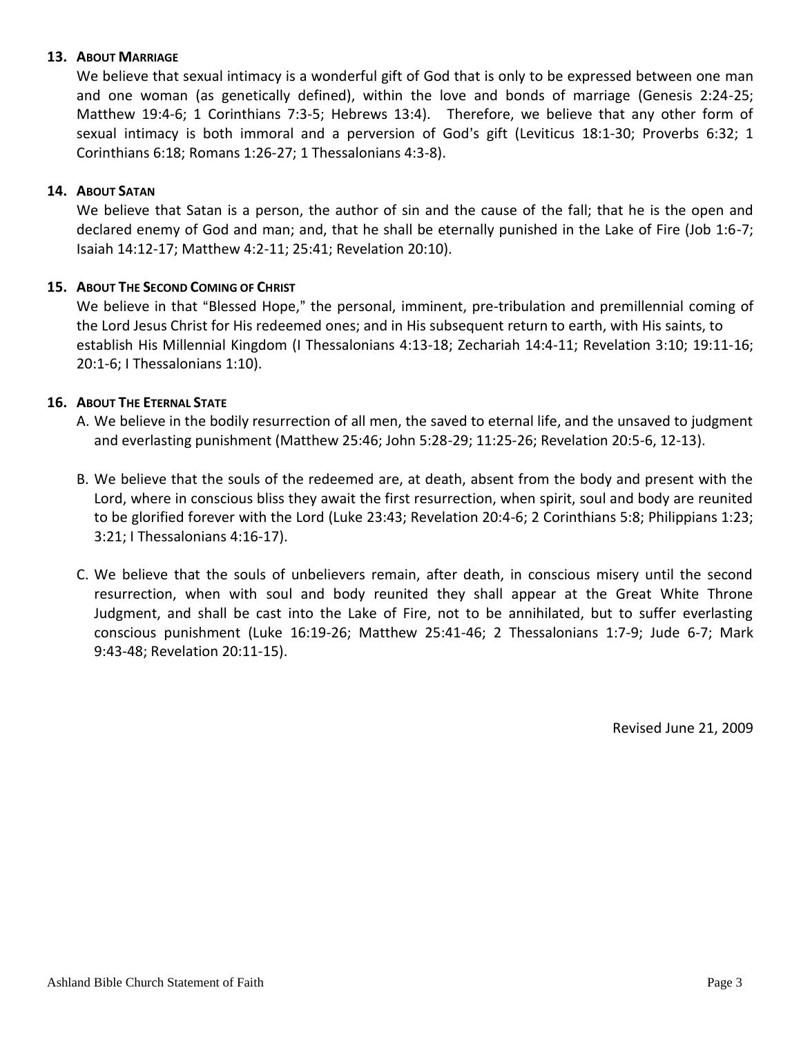### 13. About Marriage

We believe that sexual intimacy is a wonderful gift of God that is only to be expressed between one man and one woman (as genetically defined), within the love and bonds of marriage (Genesis 2:24-25; Matthew 19:4-6; 1 Corinthians 7:3-5; Hebrews 13:4). Therefore, we believe that any other form of sexual intimacy is both immoral and a perversion of God's gift (Leviticus 18:1-30; Proverbs 6:32; 1 Corinthians 6:18; Romans 1:26-27; 1 Thessalonians 4:3-8).

### 14. About Satan

We believe that Satan is a person, the author of sin and the cause of the fall; that he is the open and declared enemy of God and man; and, that he shall be eternally punished in the Lake of Fire (Job 1:6-7; Isaiah 14:12-17; Matthew 4:2-11; 25:41; Revelation 20:10).

### 15. About The Second Coming of Christ

We believe in that "Blessed Hope," the personal, imminent, pre-tribulation and premillennial coming of the Lord Jesus Christ for His redeemed ones; and in His subsequent return to earth, with His saints, to establish His Millennial Kingdom (I Thessalonians 4:13-18; Zechariah 14:4-11; Revelation 3:10; 19:11-16; 20:1-6; I Thessalonians 1:10).

### 16. About The Eternal State

A. We believe in the bodily resurrection of all men, the saved to eternal life, and the unsaved to judgment and everlasting punishment (Matthew 25:46; John 5:28-29; 11:25-26; Revelation 20:5-6, 12-13).

B. We believe that the souls of the redeemed are, at death, absent from the body and present with the Lord, where in conscious bliss they await the first resurrection, when spirit, soul and body are reunited to be glorified forever with the Lord (Luke 23:43; Revelation 20:4-6; 2 Corinthians 5:8; Philippians 1:23; 3:21; I Thessalonians 4:16-17).

C. We believe that the souls of unbelievers remain, after death, in conscious misery until the second resurrection, when with soul and body reunited they shall appear at the Great White Throne Judgment, and shall be cast into the Lake of Fire, not to be annihilated, but to suffer everlasting conscious punishment (Luke 16:19-26; Matthew 25:41-46; 2 Thessalonians 1:7-9; Jude 6-7; Mark 9:43-48; Revelation 20:11-15).

Revised June 21, 2009